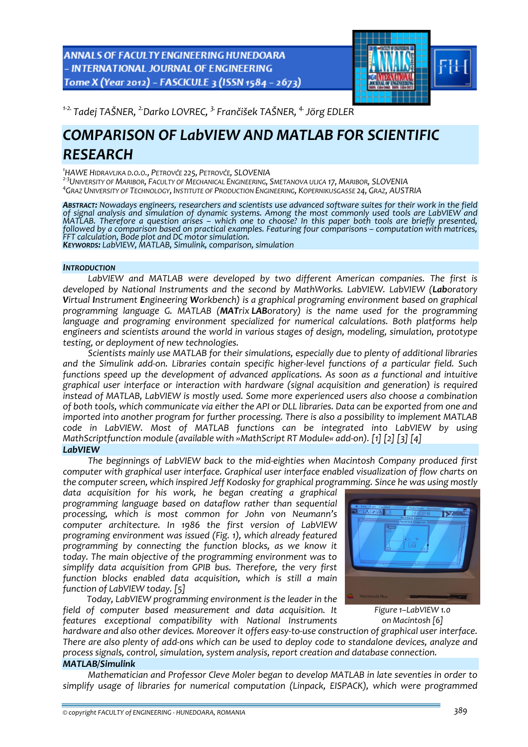[1-2.] Tadej TAŠNER, [2.] Darko LOVREC, [3.] Frančišek TAŠNER, [4.] Jörg EDLER

# COMPARISON OF LabVIEW AND MATLAB FOR SCIENTIFIC RESEARCH

[1] HAWE HIDRAVLIKA D.O.O., PETROVČE 225, PETROVČE, SLOVENIA
[2-3] UNIVERSITY OF MARIBOR, FACULTY OF MECHANICAL ENGINEERING, SMETANOVA ULICA 17, MARIBOR, SLOVENIA
[4] GRAZ UNIVERSITY OF TECHNOLOGY, INSTITUTE OF PRODUCTION ENGINEERING, KOPERNIKUSGASSE 24, GRAZ, AUSTRIA

**ABSTRACT:** *Nowadays engineers, researchers and scientists use advanced software suites for their work in the field of signal analysis and simulation of dynamic systems. Among the most commonly used tools are LabVIEW and MATLAB. Therefore a question arises – which one to choose? In this paper both tools are briefly presented, followed by a comparison based on practical examples. Featuring four comparisons – computation with matrices, FFT calculation, Bode plot and DC motor simulation.*
**KEYWORDS:** *LabVIEW, MATLAB, Simulink, comparison, simulation*

## INTRODUCTION

*LabVIEW and MATLAB were developed by two different American companies. The first is developed by National Instruments and the second by MathWorks. LabVIEW. LabVIEW (**Lab**oratory **V**irtual **I**nstrument **E**ngineering **W**orkbench) is a graphical programing environment based on graphical programming language G. MATLAB (**MAT**rix **LAB**oratory) is the name used for the programming language and programing environment specialized for numerical calculations. Both platforms help engineers and scientists around the world in various stages of design, modeling, simulation, prototype testing, or deployment of new technologies.*

*Scientists mainly use MATLAB for their simulations, especially due to plenty of additional libraries and the Simulink add-on. Libraries contain specific higher-level functions of a particular field. Such functions speed up the development of advanced applications. As soon as a functional and intuitive graphical user interface or interaction with hardware (signal acquisition and generation) is required instead of MATLAB, LabVIEW is mostly used. Some more experienced users also choose a combination of both tools, which communicate via either the API or DLL libraries. Data can be exported from one and imported into another program for further processing. There is also a possibility to implement MATLAB code in LabVIEW. Most of MATLAB functions can be integrated into LabVIEW by using MathScriptfunction module (available with »MathScript RT Module« add-on). [1] [2] [3] [4]*

### LabVIEW

*The beginnings of LabVIEW back to the mid-eighties when Macintosh Company produced first computer with graphical user interface. Graphical user interface enabled visualization of flow charts on the computer screen, which inspired Jeff Kodosky for graphical programming. Since he was using mostly data acquisition for his work, he began creating a graphical programming language based on dataflow rather than sequential processing, which is most common for John von Neumann's computer architecture. In 1986 the first version of LabVIEW programing environment was issued (Fig. 1), which already featured programming by connecting the function blocks, as we know it today. The main objective of the programming environment was to simplify data acquisition from GPIB bus. Therefore, the very first function blocks enabled data acquisition, which is still a main function of LabVIEW today. [5]*

*Figure 1–LabVIEW 1.0 on Macintosh [6]*

*Today, LabVIEW programming environment is the leader in the field of computer based measurement and data acquisition. It features exceptional compatibility with National Instruments hardware and also other devices. Moreover it offers easy-to-use construction of graphical user interface. There are also plenty of add-ons which can be used to deploy code to standalone devices, analyze and process signals, control, simulation, system analysis, report creation and database connection.*

### MATLAB/Simulink

*Mathematician and Professor Cleve Moler began to develop MATLAB in late seventies in order to simplify usage of libraries for numerical computation (Linpack, EISPACK), which were programmed*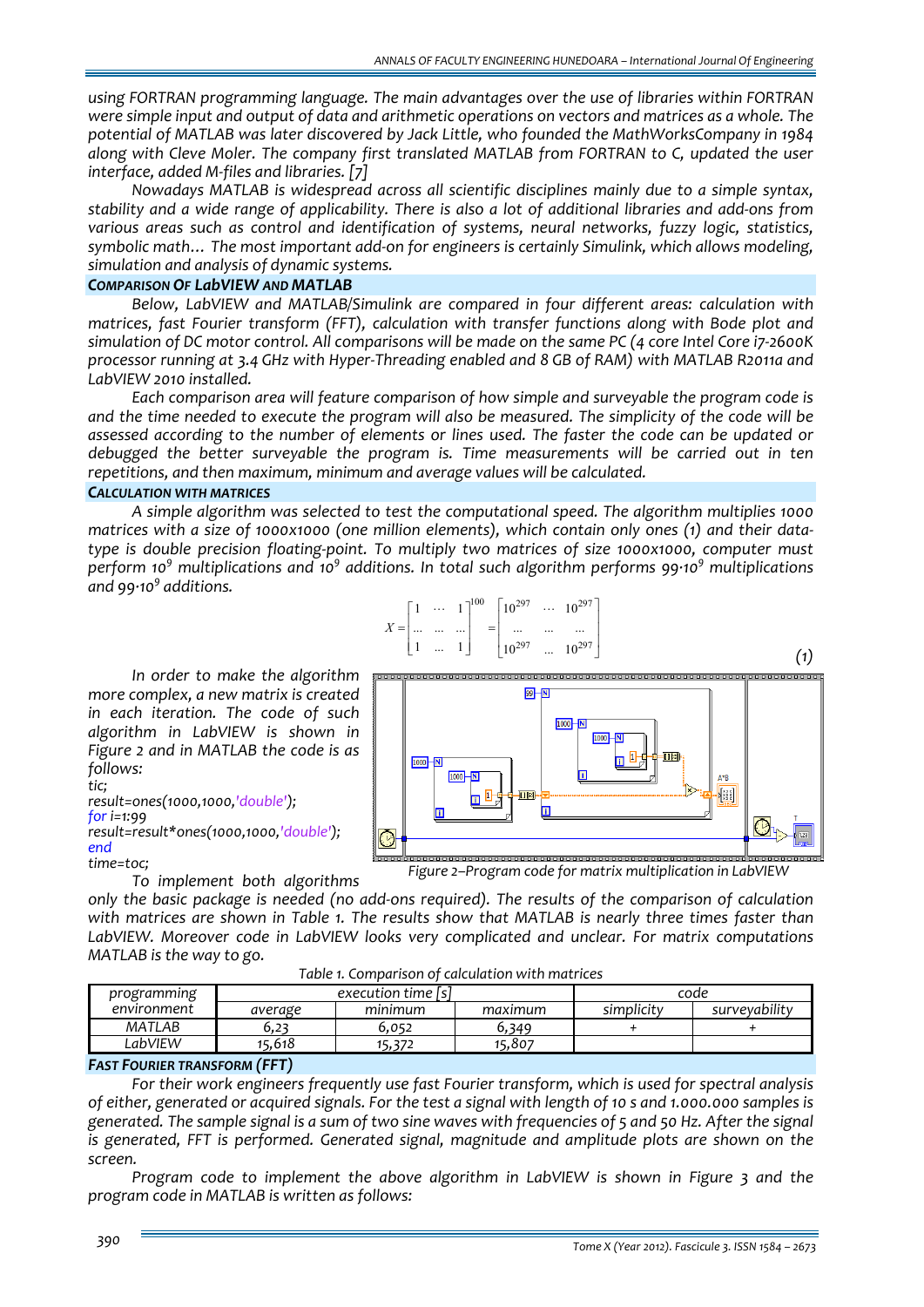using FORTRAN programming language. The main advantages over the use of libraries within FORTRAN were simple input and output of data and arithmetic operations on vectors and matrices as a whole. The potential of MATLAB was later discovered by Jack Little, who founded the MathWorksCompany in 1984 along with Cleve Moler. The company first translated MATLAB from FORTRAN to C, updated the user interface, added M-files and libraries. [7]

Nowadays MATLAB is widespread across all scientific disciplines mainly due to a simple syntax, stability and a wide range of applicability. There is also a lot of additional libraries and add-ons from various areas such as control and identification of systems, neural networks, fuzzy logic, statistics, symbolic math… The most important add-on for engineers is certainly Simulink, which allows modeling, simulation and analysis of dynamic systems.

## COMPARISON OF LabVIEW AND MATLAB

Below, LabVIEW and MATLAB/Simulink are compared in four different areas: calculation with matrices, fast Fourier transform (FFT), calculation with transfer functions along with Bode plot and simulation of DC motor control. All comparisons will be made on the same PC (4 core Intel Core i7-2600K processor running at 3.4 GHz with Hyper-Threading enabled and 8 GB of RAM) with MATLAB R2011a and LabVIEW 2010 installed.

Each comparison area will feature comparison of how simple and surveyable the program code is and the time needed to execute the program will also be measured. The simplicity of the code will be assessed according to the number of elements or lines used. The faster the code can be updated or debugged the better surveyable the program is. Time measurements will be carried out in ten repetitions, and then maximum, minimum and average values will be calculated.

### CALCULATION WITH MATRICES

A simple algorithm was selected to test the computational speed. The algorithm multiplies 1000 matrices with a size of 1000x1000 (one million elements), which contain only ones (1) and their data-type is double precision floating-point. To multiply two matrices of size 1000x1000, computer must perform $10^9$ multiplications and $10^9$ additions. In total such algorithm performs $99 \cdot 10^9$ multiplications and $99 \cdot 10^9$ additions.

$$X = \begin{bmatrix} 1 & \cdots & 1 \\ \ldots & \ldots & \ldots \\ 1 & \ldots & 1 \end{bmatrix}^{100} = \begin{bmatrix} 10^{297} & \cdots & 10^{297} \\ \ldots & \ldots & \ldots \\ 10^{297} & \ldots & 10^{297} \end{bmatrix} \tag{1}$$

In order to make the algorithm more complex, a new matrix is created in each iteration. The code of such algorithm in LabVIEW is shown in Figure 2 and in MATLAB the code is as follows:

```
tic;
result=ones(1000,1000,'double');
for i=1:99
result=result*ones(1000,1000,'double');
end
time=toc;
```

Figure 2–Program code for matrix multiplication in LabVIEW

To implement both algorithms only the basic package is needed (no add-ons required). The results of the comparison of calculation with matrices are shown in Table 1. The results show that MATLAB is nearly three times faster than LabVIEW. Moreover code in LabVIEW looks very complicated and unclear. For matrix computations MATLAB is the way to go.

Table 1. Comparison of calculation with matrices

| programming environment | execution time [s] | | | code | |
|---|---|---|---|---|---|
| | average | minimum | maximum | simplicity | surveyability |
| MATLAB | 6,23 | 6,052 | 6,349 | + | + |
| LabVIEW | 15,618 | 15,372 | 15,807 | | |

### FAST FOURIER TRANSFORM (FFT)

For their work engineers frequently use fast Fourier transform, which is used for spectral analysis of either, generated or acquired signals. For the test a signal with length of 10 s and 1.000.000 samples is generated. The sample signal is a sum of two sine waves with frequencies of 5 and 50 Hz. After the signal is generated, FFT is performed. Generated signal, magnitude and amplitude plots are shown on the screen.

Program code to implement the above algorithm in LabVIEW is shown in Figure 3 and the program code in MATLAB is written as follows: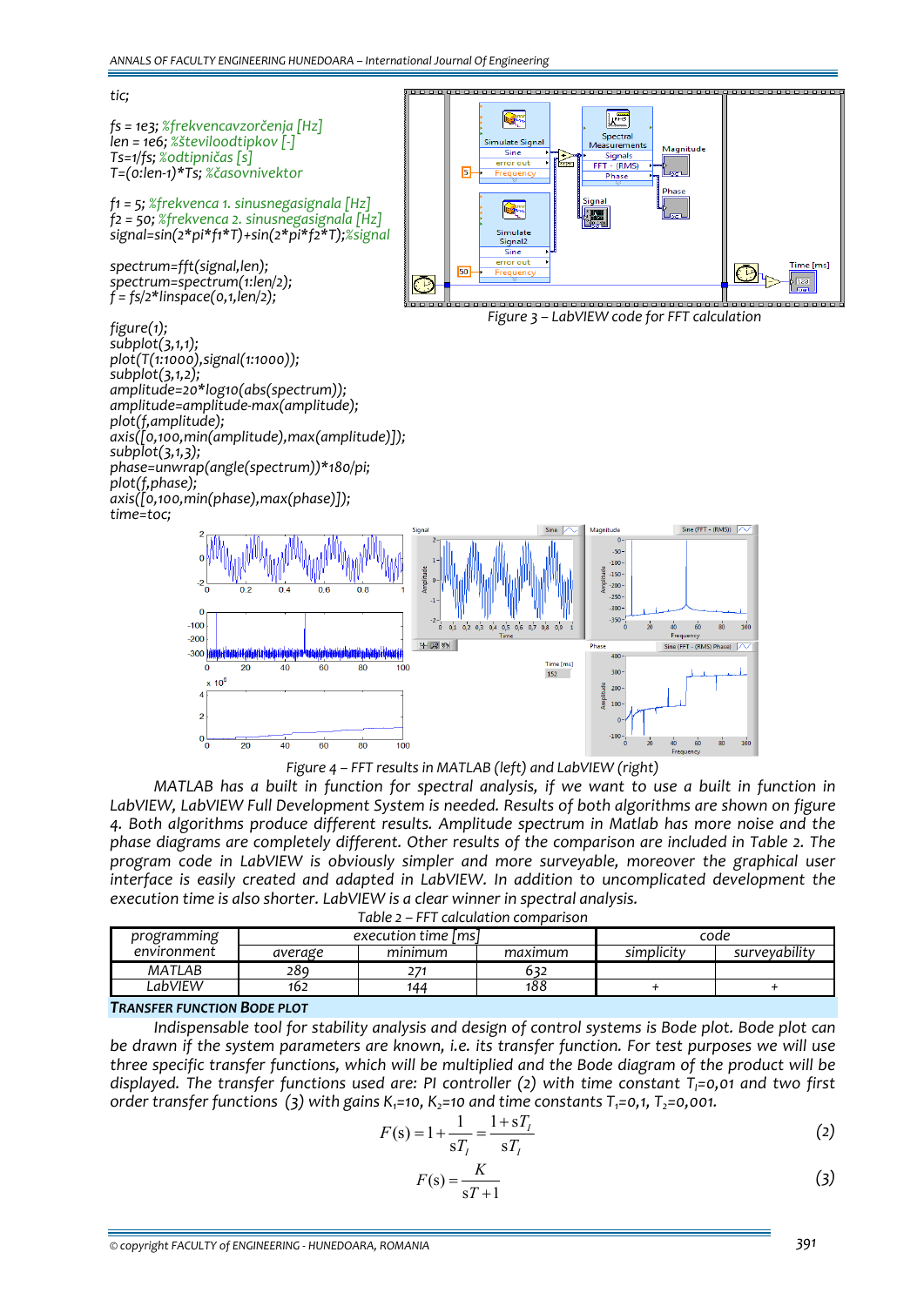```
tic;

fs = 1e3; %frekvencavzorčenja [Hz]
len = 1e6; %številoodtipkov [-]
Ts=1/fs; %odtipničas [s]
T=(0:len-1)*Ts; %časovnivektor

f1 = 5; %frekvenca 1. sinusnegasignala [Hz]
f2 = 50; %frekvenca 2. sinusnegasignala [Hz]
signal=sin(2*pi*f1*T)+sin(2*pi*f2*T);%signal

spectrum=fft(signal,len);
spectrum=spectrum(1:len/2);
f = fs/2*linspace(0,1,len/2);

figure(1);
subplot(3,1,1);
plot(T(1:1000),signal(1:1000));
subplot(3,1,2);
amplitude=20*log10(abs(spectrum));
amplitude=amplitude-max(amplitude);
plot(f,amplitude);
axis([0,100,min(amplitude),max(amplitude)]);
subplot(3,1,3);
phase=unwrap(angle(spectrum))*180/pi;
plot(f,phase);
axis([0,100,min(phase),max(phase)]);
time=toc;
```

Figure 3 – LabVIEW code for FFT calculation

Figure 4 – FFT results in MATLAB (left) and LabVIEW (right)

MATLAB has a built in function for spectral analysis, if we want to use a built in function in LabVIEW, LabVIEW Full Development System is needed. Results of both algorithms are shown on figure 4. Both algorithms produce different results. Amplitude spectrum in Matlab has more noise and the phase diagrams are completely different. Other results of the comparison are included in Table 2. The program code in LabVIEW is obviously simpler and more surveyable, moreover the graphical user interface is easily created and adapted in LabVIEW. In addition to uncomplicated development the execution time is also shorter. LabVIEW is a clear winner in spectral analysis.

Table 2 – FFT calculation comparison

| programming environment | execution time [ms] | | | code | |
|---|---|---|---|---|---|
| | average | minimum | maximum | simplicity | surveyability |
| MATLAB | 289 | 271 | 632 | | |
| LabVIEW | 162 | 144 | 188 | + | + |

### TRANSFER FUNCTION BODE PLOT

Indispensable tool for stability analysis and design of control systems is Bode plot. Bode plot can be drawn if the system parameters are known, i.e. its transfer function. For test purposes we will use three specific transfer functions, which will be multiplied and the Bode diagram of the product will be displayed. The transfer functions used are: PI controller (2) with time constant $T_I$=0,01 and two first order transfer functions (3) with gains $K_1$=10, $K_2$=10 and time constants $T_1$=0,1, $T_2$=0,001.

$$F(s) = 1 + \frac{1}{sT_I} = \frac{1 + sT_I}{sT_I} \tag{2}$$

$$F(s) = \frac{K}{sT + 1} \tag{3}$$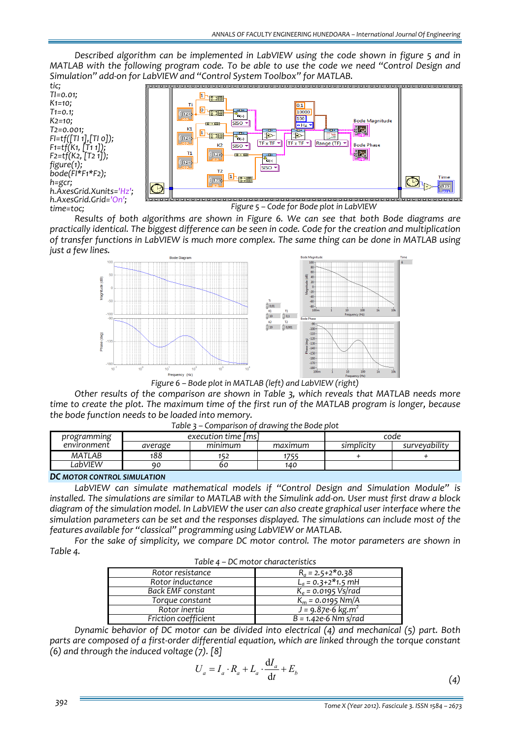Described algorithm can be implemented in LabVIEW using the code shown in figure 5 and in MATLAB with the following program code. To be able to use the code we need "Control Design and Simulation" add-on for LabVIEW and "Control System Toolbox" for MATLAB.

```
tic;
Tl=0.01;
K1=10;
T1=0.1;
K2=10;
T2=0.001;
Fl=tf([Tl 1],[Tl 0]);
F1=tf(K1, [T1 1]);
F2=tf(K2, [T2 1]);
figure(1);
bode(Fl*F1*F2);
h=gcr;
h.AxesGrid.Xunits='Hz';
h.AxesGrid.Grid='On';
time=toc;
```

Figure 5 – Code for Bode plot in LabVIEW

Results of both algorithms are shown in Figure 6. We can see that both Bode diagrams are practically identical. The biggest difference can be seen in code. Code for the creation and multiplication of transfer functions in LabVIEW is much more complex. The same thing can be done in MATLAB using just a few lines.

Figure 6 – Bode plot in MATLAB (left) and LabVIEW (right)

Other results of the comparison are shown in Table 3, which reveals that MATLAB needs more time to create the plot. The maximum time of the first run of the MATLAB program is longer, because the bode function needs to be loaded into memory.

Table 3 – Comparison of drawing the Bode plot

| programming environment | execution time [ms] | | | code | |
|---|---|---|---|---|---|
| | average | minimum | maximum | simplicity | surveyability |
| MATLAB | 188 | 152 | 1755 | + | + |
| LabVIEW | 90 | 60 | 140 | | |

**DC MOTOR CONTROL SIMULATION**

LabVIEW can simulate mathematical models if "Control Design and Simulation Module" is installed. The simulations are similar to MATLAB with the Simulink add-on. User must first draw a block diagram of the simulation model. In LabVIEW the user can also create graphical user interface where the simulation parameters can be set and the responses displayed. The simulations can include most of the features available for "classical" programming using LabVIEW or MATLAB.

For the sake of simplicity, we compare DC motor control. The motor parameters are shown in Table 4.

Table 4 – DC motor characteristics

| | |
|---|---|
| Rotor resistance | $R_a$ = 2.5+2*0.38 |
| Rotor inductance | $L_a$ = 0.3+2*1.5 mH |
| Back EMF constant | $K_e$ = 0.0195 Vs/rad |
| Torque constant | $K_m$ = 0.0195 Nm/A |
| Rotor inertia | J = 9.87e-6 kg.m$^2$ |
| Friction coefficient | B = 1.42e-6 Nm s/rad |

Dynamic behavior of DC motor can be divided into electrical (4) and mechanical (5) part. Both parts are composed of a first-order differential equation, which are linked through the torque constant (6) and through the induced voltage (7). [8]

$$U_a = I_a \cdot R_a + L_a \cdot \frac{\mathrm{d}I_a}{\mathrm{d}t} + E_b \qquad (4)$$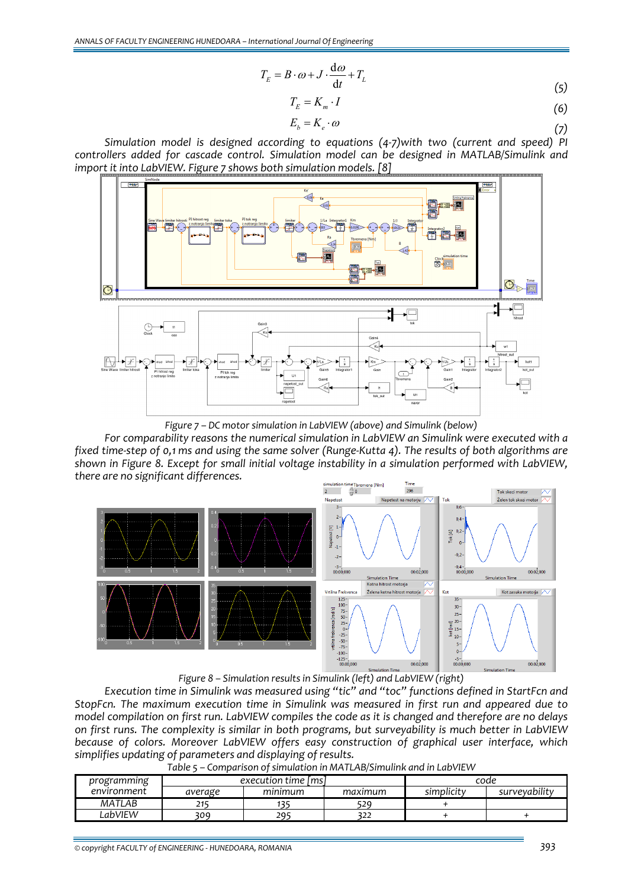$$T_E = B \cdot \omega + J \cdot \frac{d\omega}{dt} + T_L \tag{5}$$

$$T_E = K_m \cdot I \tag{6}$$

$$E_b = K_e \cdot \omega \tag{7}$$

*Simulation model is designed according to equations (4-7)with two (current and speed) PI controllers added for cascade control. Simulation model can be designed in MATLAB/Simulink and import it into LabVIEW. Figure 7 shows both simulation models. [8]*

*Figure 7 – DC motor simulation in LabVIEW (above) and Simulink (below)*

*For comparability reasons the numerical simulation in LabVIEW an Simulink were executed with a fixed time-step of 0,1 ms and using the same solver (Runge-Kutta 4). The results of both algorithms are shown in Figure 8. Except for small initial voltage instability in a simulation performed with LabVIEW, there are no significant differences.*

*Figure 8 – Simulation results in Simulink (left) and LabVIEW (right)*

*Execution time in Simulink was measured using "tic" and "toc" functions defined in StartFcn and StopFcn. The maximum execution time in Simulink was measured in first run and appeared due to model compilation on first run. LabVIEW compiles the code as it is changed and therefore are no delays on first runs. The complexity is similar in both programs, but surveyability is much better in LabVIEW because of colors. Moreover LabVIEW offers easy construction of graphical user interface, which simplifies updating of parameters and displaying of results.*

*Table 5 – Comparison of simulation in MATLAB/Simulink and in LabVIEW*

| programming environment | execution time [ms] | | | code | |
|---|---|---|---|---|---|
| | average | minimum | maximum | simplicity | surveyability |
| MATLAB | 215 | 135 | 529 | + | |
| LabVIEW | 309 | 295 | 322 | + | + |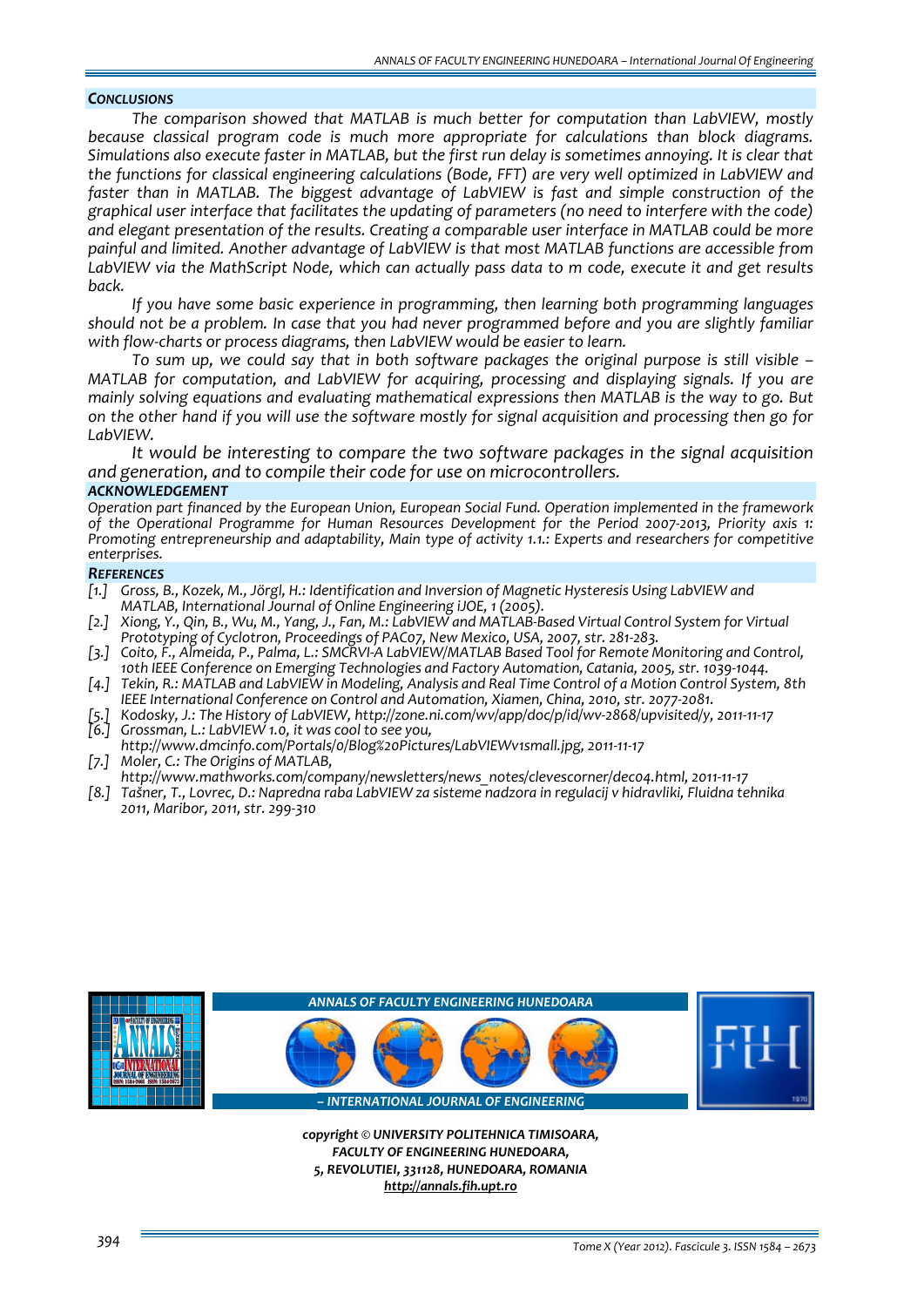## CONCLUSIONS

*The comparison showed that MATLAB is much better for computation than LabVIEW, mostly because classical program code is much more appropriate for calculations than block diagrams. Simulations also execute faster in MATLAB, but the first run delay is sometimes annoying. It is clear that the functions for classical engineering calculations (Bode, FFT) are very well optimized in LabVIEW and faster than in MATLAB. The biggest advantage of LabVIEW is fast and simple construction of the graphical user interface that facilitates the updating of parameters (no need to interfere with the code) and elegant presentation of the results. Creating a comparable user interface in MATLAB could be more painful and limited. Another advantage of LabVIEW is that most MATLAB functions are accessible from LabVIEW via the MathScript Node, which can actually pass data to m code, execute it and get results back.*

*If you have some basic experience in programming, then learning both programming languages should not be a problem. In case that you had never programmed before and you are slightly familiar with flow-charts or process diagrams, then LabVIEW would be easier to learn.*

*To sum up, we could say that in both software packages the original purpose is still visible – MATLAB for computation, and LabVIEW for acquiring, processing and displaying signals. If you are mainly solving equations and evaluating mathematical expressions then MATLAB is the way to go. But on the other hand if you will use the software mostly for signal acquisition and processing then go for LabVIEW.*

*It would be interesting to compare the two software packages in the signal acquisition and generation, and to compile their code for use on microcontrollers.*

## ACKNOWLEDGEMENT

*Operation part financed by the European Union, European Social Fund. Operation implemented in the framework of the Operational Programme for Human Resources Development for the Period 2007-2013, Priority axis 1: Promoting entrepreneurship and adaptability, Main type of activity 1.1.: Experts and researchers for competitive enterprises.*

## REFERENCES

[1.] Gross, B., Kozek, M., Jörgl, H.: Identification and Inversion of Magnetic Hysteresis Using LabVIEW and MATLAB, International Journal of Online Engineering iJOE, 1 (2005).
[2.] Xiong, Y., Qin, B., Wu, M., Yang, J., Fan, M.: LabVIEW and MATLAB-Based Virtual Control System for Virtual Prototyping of Cyclotron, Proceedings of PAC07, New Mexico, USA, 2007, str. 281-283.
[3.] Coito, F., Almeida, P., Palma, L.: SMCRVI-A LabVIEW/MATLAB Based Tool for Remote Monitoring and Control, 10th IEEE Conference on Emerging Technologies and Factory Automation, Catania, 2005, str. 1039-1044.
[4.] Tekin, R.: MATLAB and LabVIEW in Modeling, Analysis and Real Time Control of a Motion Control System, 8th IEEE International Conference on Control and Automation, Xiamen, China, 2010, str. 2077-2081.
[5.] Kodosky, J.: The History of LabVIEW, http://zone.ni.com/wv/app/doc/p/id/wv-2868/upvisited/y, 2011-11-17
[6.] Grossman, L.: LabVIEW 1.0, it was cool to see you, http://www.dmcinfo.com/Portals/0/Blog%20Pictures/LabVIEWv1small.jpg, 2011-11-17
[7.] Moler, C.: The Origins of MATLAB, http://www.mathworks.com/company/newsletters/news_notes/clevescorner/dec04.html, 2011-11-17
[8.] Tašner, T., Lovrec, D.: Napredna raba LabVIEW za sisteme nadzora in regulacij v hidravliki, Fluidna tehnika 2011, Maribor, 2011, str. 299-310

ANNALS OF FACULTY ENGINEERING HUNEDOARA
– INTERNATIONAL JOURNAL OF ENGINEERING

*copyright © **UNIVERSITY POLITEHNICA TIMISOARA, FACULTY OF ENGINEERING HUNEDOARA, 5, REVOLUTIEI, 331128, HUNEDOARA, ROMANIA***
**http://annals.fih.upt.ro**